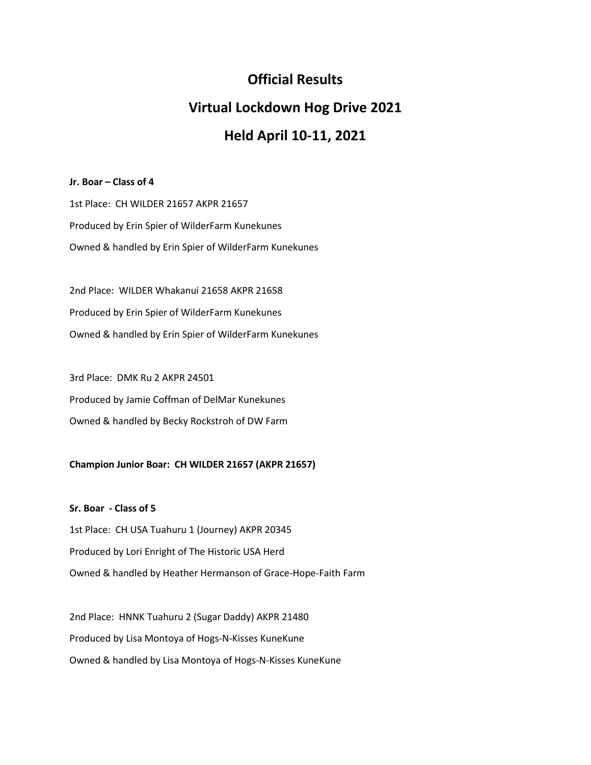# Official Results

# Virtual Lockdown Hog Drive 2021

# Held April 10-11, 2021

**Jr. Boar – Class of 4**

1st Place: CH WILDER 21657 AKPR 21657

Produced by Erin Spier of WilderFarm Kunekunes

Owned & handled by Erin Spier of WilderFarm Kunekunes

2nd Place: WILDER Whakanui 21658 AKPR 21658

Produced by Erin Spier of WilderFarm Kunekunes

Owned & handled by Erin Spier of WilderFarm Kunekunes

3rd Place: DMK Ru 2 AKPR 24501

Produced by Jamie Coffman of DelMar Kunekunes

Owned & handled by Becky Rockstroh of DW Farm

**Champion Junior Boar: CH WILDER 21657 (AKPR 21657)**

**Sr. Boar - Class of 5**

1st Place: CH USA Tuahuru 1 (Journey) AKPR 20345

Produced by Lori Enright of The Historic USA Herd

Owned & handled by Heather Hermanson of Grace-Hope-Faith Farm

2nd Place: HNNK Tuahuru 2 (Sugar Daddy) AKPR 21480

Produced by Lisa Montoya of Hogs-N-Kisses KuneKune

Owned & handled by Lisa Montoya of Hogs-N-Kisses KuneKune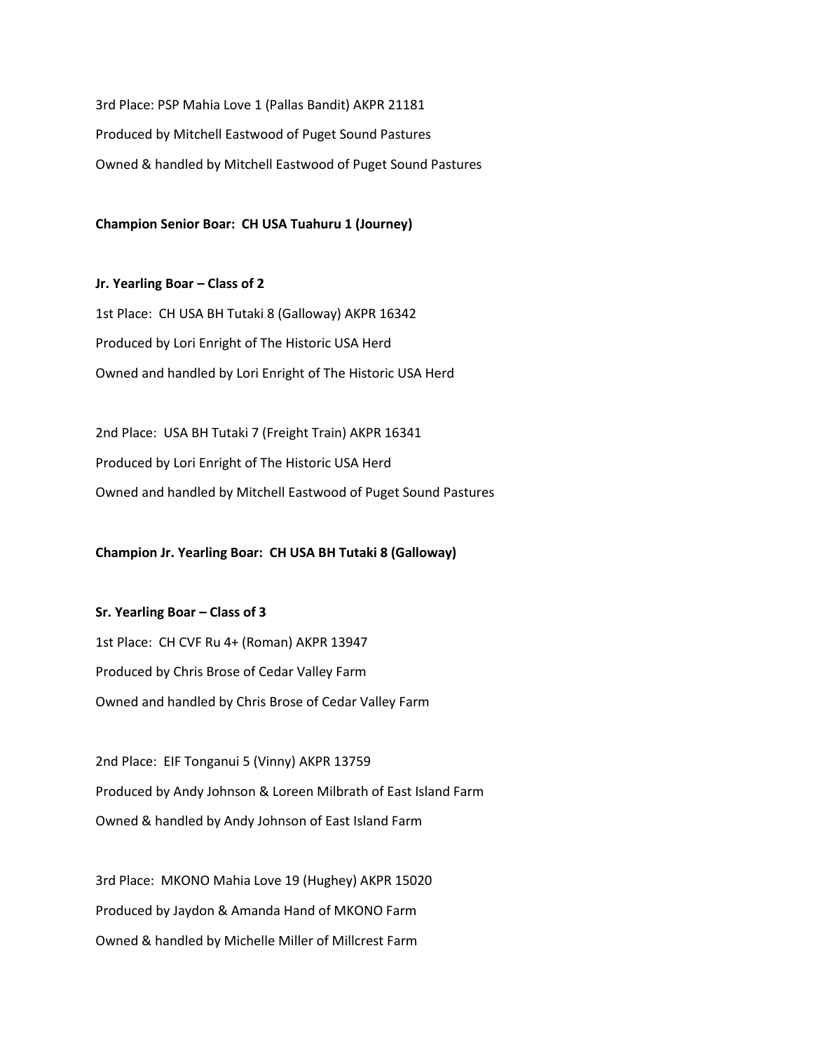3rd Place: PSP Mahia Love 1 (Pallas Bandit) AKPR 21181

Produced by Mitchell Eastwood of Puget Sound Pastures

Owned & handled by Mitchell Eastwood of Puget Sound Pastures

**Champion Senior Boar: CH USA Tuahuru 1 (Journey)**

**Jr. Yearling Boar – Class of 2**

1st Place: CH USA BH Tutaki 8 (Galloway) AKPR 16342

Produced by Lori Enright of The Historic USA Herd

Owned and handled by Lori Enright of The Historic USA Herd

2nd Place: USA BH Tutaki 7 (Freight Train) AKPR 16341

Produced by Lori Enright of The Historic USA Herd

Owned and handled by Mitchell Eastwood of Puget Sound Pastures

**Champion Jr. Yearling Boar: CH USA BH Tutaki 8 (Galloway)**

**Sr. Yearling Boar – Class of 3**

1st Place: CH CVF Ru 4+ (Roman) AKPR 13947

Produced by Chris Brose of Cedar Valley Farm

Owned and handled by Chris Brose of Cedar Valley Farm

2nd Place: EIF Tonganui 5 (Vinny) AKPR 13759

Produced by Andy Johnson & Loreen Milbrath of East Island Farm

Owned & handled by Andy Johnson of East Island Farm

3rd Place: MKONO Mahia Love 19 (Hughey) AKPR 15020

Produced by Jaydon & Amanda Hand of MKONO Farm

Owned & handled by Michelle Miller of Millcrest Farm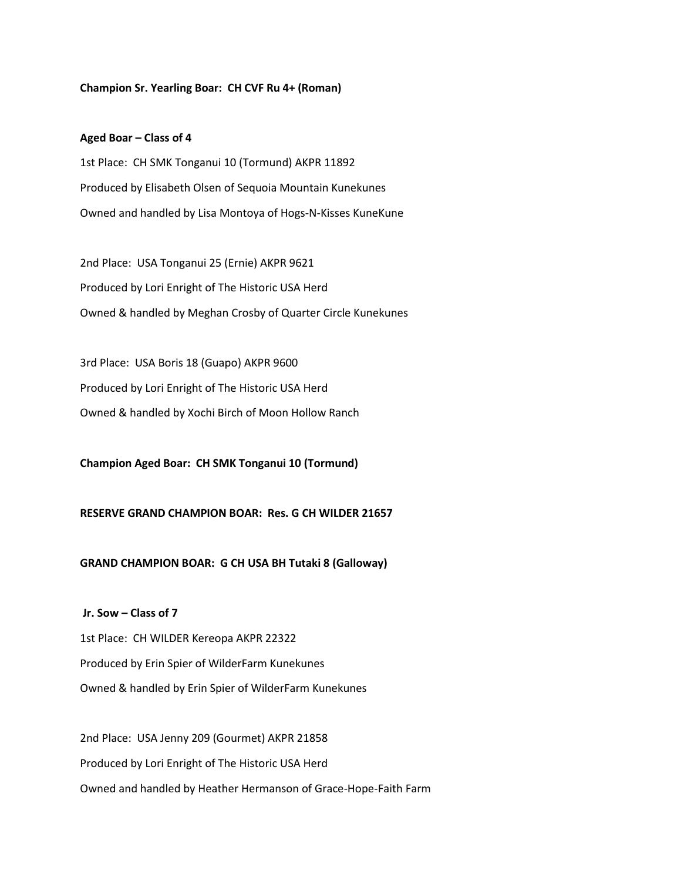**Champion Sr. Yearling Boar: CH CVF Ru 4+ (Roman)**

**Aged Boar – Class of 4**

1st Place: CH SMK Tonganui 10 (Tormund) AKPR 11892

Produced by Elisabeth Olsen of Sequoia Mountain Kunekunes

Owned and handled by Lisa Montoya of Hogs-N-Kisses KuneKune

2nd Place: USA Tonganui 25 (Ernie) AKPR 9621

Produced by Lori Enright of The Historic USA Herd

Owned & handled by Meghan Crosby of Quarter Circle Kunekunes

3rd Place: USA Boris 18 (Guapo) AKPR 9600

Produced by Lori Enright of The Historic USA Herd

Owned & handled by Xochi Birch of Moon Hollow Ranch

**Champion Aged Boar: CH SMK Tonganui 10 (Tormund)**

**RESERVE GRAND CHAMPION BOAR: Res. G CH WILDER 21657**

**GRAND CHAMPION BOAR: G CH USA BH Tutaki 8 (Galloway)**

**Jr. Sow – Class of 7**

1st Place: CH WILDER Kereopa AKPR 22322

Produced by Erin Spier of WilderFarm Kunekunes

Owned & handled by Erin Spier of WilderFarm Kunekunes

2nd Place: USA Jenny 209 (Gourmet) AKPR 21858

Produced by Lori Enright of The Historic USA Herd

Owned and handled by Heather Hermanson of Grace-Hope-Faith Farm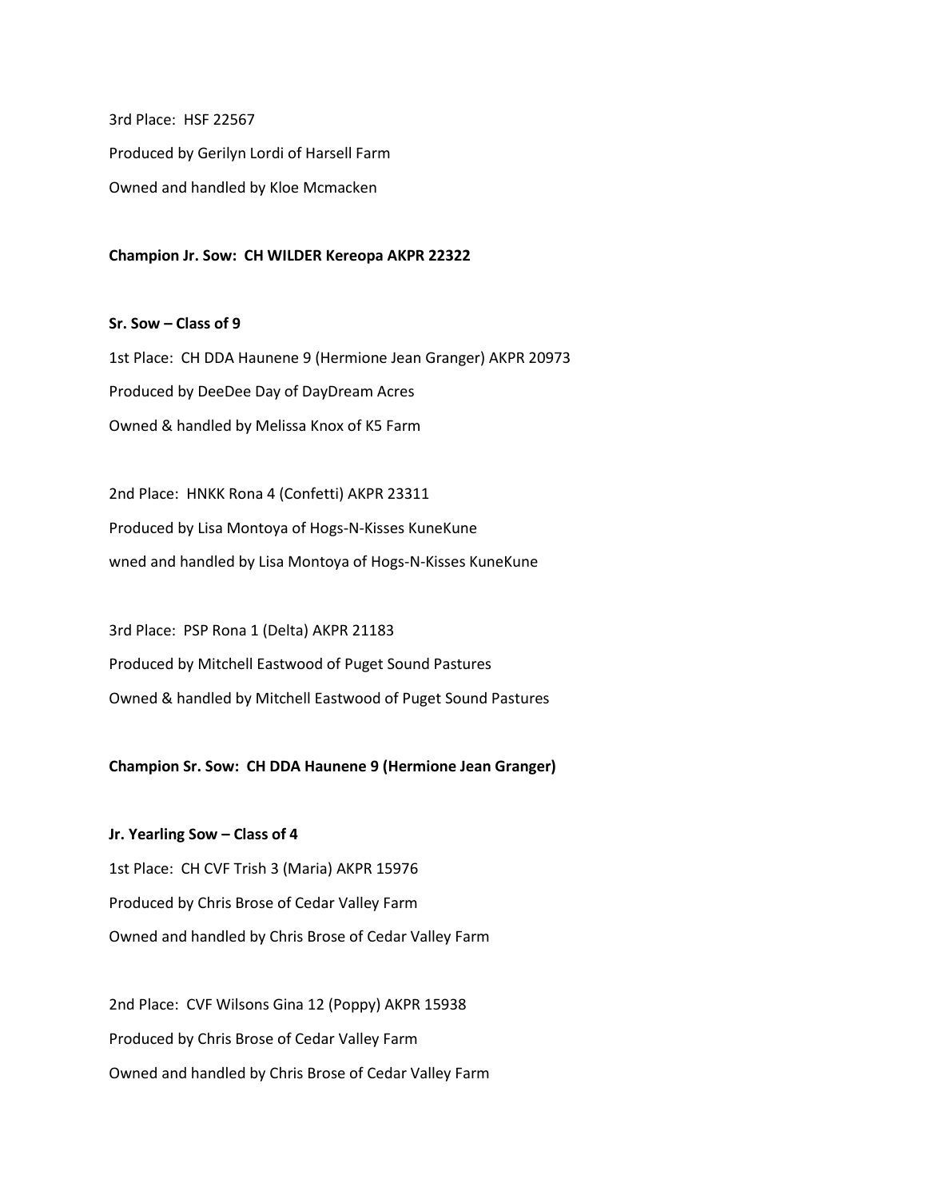3rd Place: HSF 22567

Produced by Gerilyn Lordi of Harsell Farm

Owned and handled by Kloe Mcmacken

**Champion Jr. Sow: CH WILDER Kereopa AKPR 22322**

**Sr. Sow – Class of 9**

1st Place: CH DDA Haunene 9 (Hermione Jean Granger) AKPR 20973

Produced by DeeDee Day of DayDream Acres

Owned & handled by Melissa Knox of K5 Farm

2nd Place: HNKK Rona 4 (Confetti) AKPR 23311

Produced by Lisa Montoya of Hogs-N-Kisses KuneKune

wned and handled by Lisa Montoya of Hogs-N-Kisses KuneKune

3rd Place: PSP Rona 1 (Delta) AKPR 21183

Produced by Mitchell Eastwood of Puget Sound Pastures

Owned & handled by Mitchell Eastwood of Puget Sound Pastures

**Champion Sr. Sow: CH DDA Haunene 9 (Hermione Jean Granger)**

**Jr. Yearling Sow – Class of 4**

1st Place: CH CVF Trish 3 (Maria) AKPR 15976

Produced by Chris Brose of Cedar Valley Farm

Owned and handled by Chris Brose of Cedar Valley Farm

2nd Place: CVF Wilsons Gina 12 (Poppy) AKPR 15938

Produced by Chris Brose of Cedar Valley Farm

Owned and handled by Chris Brose of Cedar Valley Farm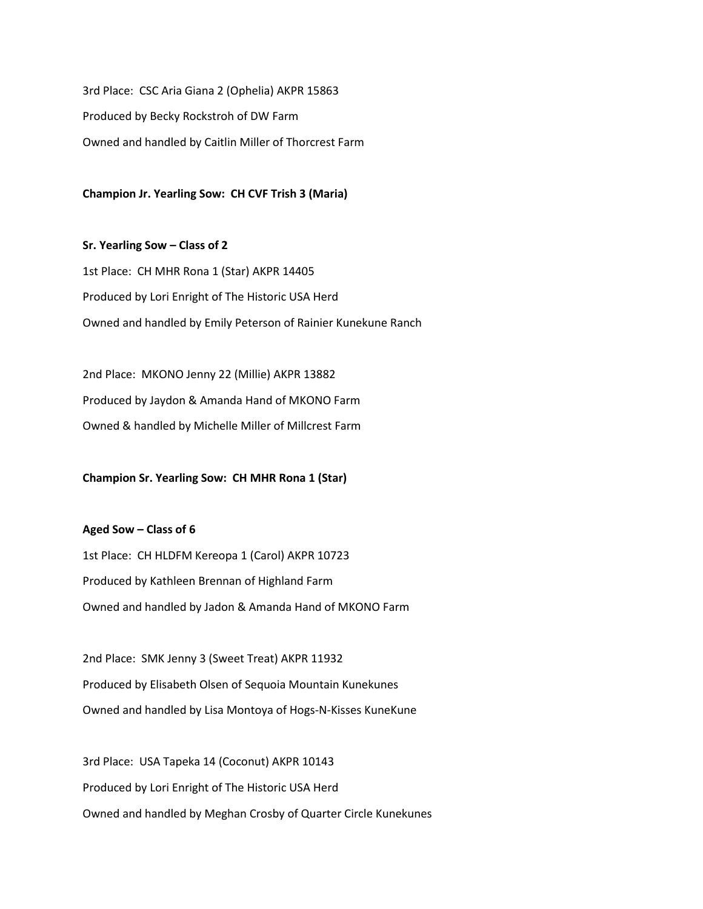3rd Place:  CSC Aria Giana 2 (Ophelia) AKPR 15863

Produced by Becky Rockstroh of DW Farm

Owned and handled by Caitlin Miller of Thorcrest Farm

**Champion Jr. Yearling Sow:  CH CVF Trish 3 (Maria)**

**Sr. Yearling Sow – Class of 2**

1st Place:  CH MHR Rona 1 (Star) AKPR 14405

Produced by Lori Enright of The Historic USA Herd

Owned and handled by Emily Peterson of Rainier Kunekune Ranch

2nd Place:  MKONO Jenny 22 (Millie) AKPR 13882

Produced by Jaydon & Amanda Hand of MKONO Farm

Owned & handled by Michelle Miller of Millcrest Farm

**Champion Sr. Yearling Sow:  CH MHR Rona 1 (Star)**

**Aged Sow – Class of 6**

1st Place:  CH HLDFM Kereopa 1 (Carol) AKPR 10723

Produced by Kathleen Brennan of Highland Farm

Owned and handled by Jadon & Amanda Hand of MKONO Farm

2nd Place:  SMK Jenny 3 (Sweet Treat) AKPR 11932

Produced by Elisabeth Olsen of Sequoia Mountain Kunekunes

Owned and handled by Lisa Montoya of Hogs-N-Kisses KuneKune

3rd Place:  USA Tapeka 14 (Coconut) AKPR 10143

Produced by Lori Enright of The Historic USA Herd

Owned and handled by Meghan Crosby of Quarter Circle Kunekunes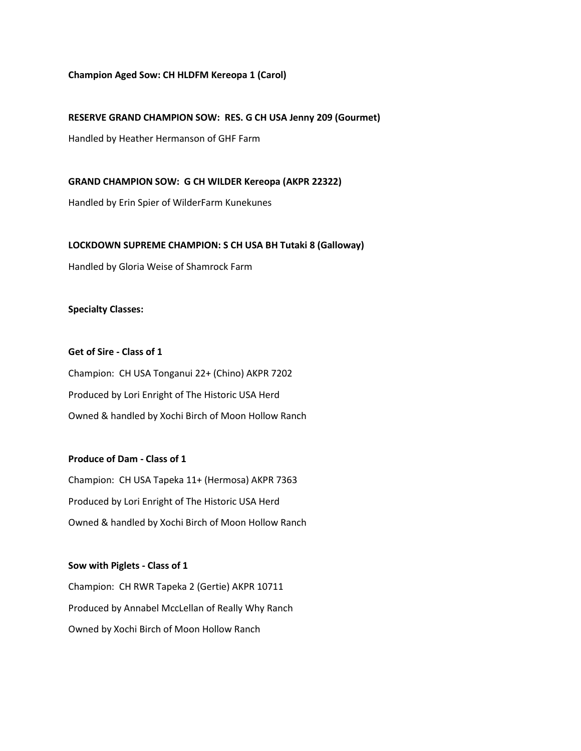**Champion Aged Sow: CH HLDFM Kereopa 1 (Carol)**

**RESERVE GRAND CHAMPION SOW: RES. G CH USA Jenny 209 (Gourmet)**

Handled by Heather Hermanson of GHF Farm

**GRAND CHAMPION SOW: G CH WILDER Kereopa (AKPR 22322)**

Handled by Erin Spier of WilderFarm Kunekunes

**LOCKDOWN SUPREME CHAMPION: S CH USA BH Tutaki 8 (Galloway)**

Handled by Gloria Weise of Shamrock Farm

**Specialty Classes:**

**Get of Sire - Class of 1**

Champion: CH USA Tonganui 22+ (Chino) AKPR 7202

Produced by Lori Enright of The Historic USA Herd

Owned & handled by Xochi Birch of Moon Hollow Ranch

**Produce of Dam - Class of 1**

Champion: CH USA Tapeka 11+ (Hermosa) AKPR 7363

Produced by Lori Enright of The Historic USA Herd

Owned & handled by Xochi Birch of Moon Hollow Ranch

**Sow with Piglets - Class of 1**

Champion: CH RWR Tapeka 2 (Gertie) AKPR 10711

Produced by Annabel McClellan of Really Why Ranch

Owned by Xochi Birch of Moon Hollow Ranch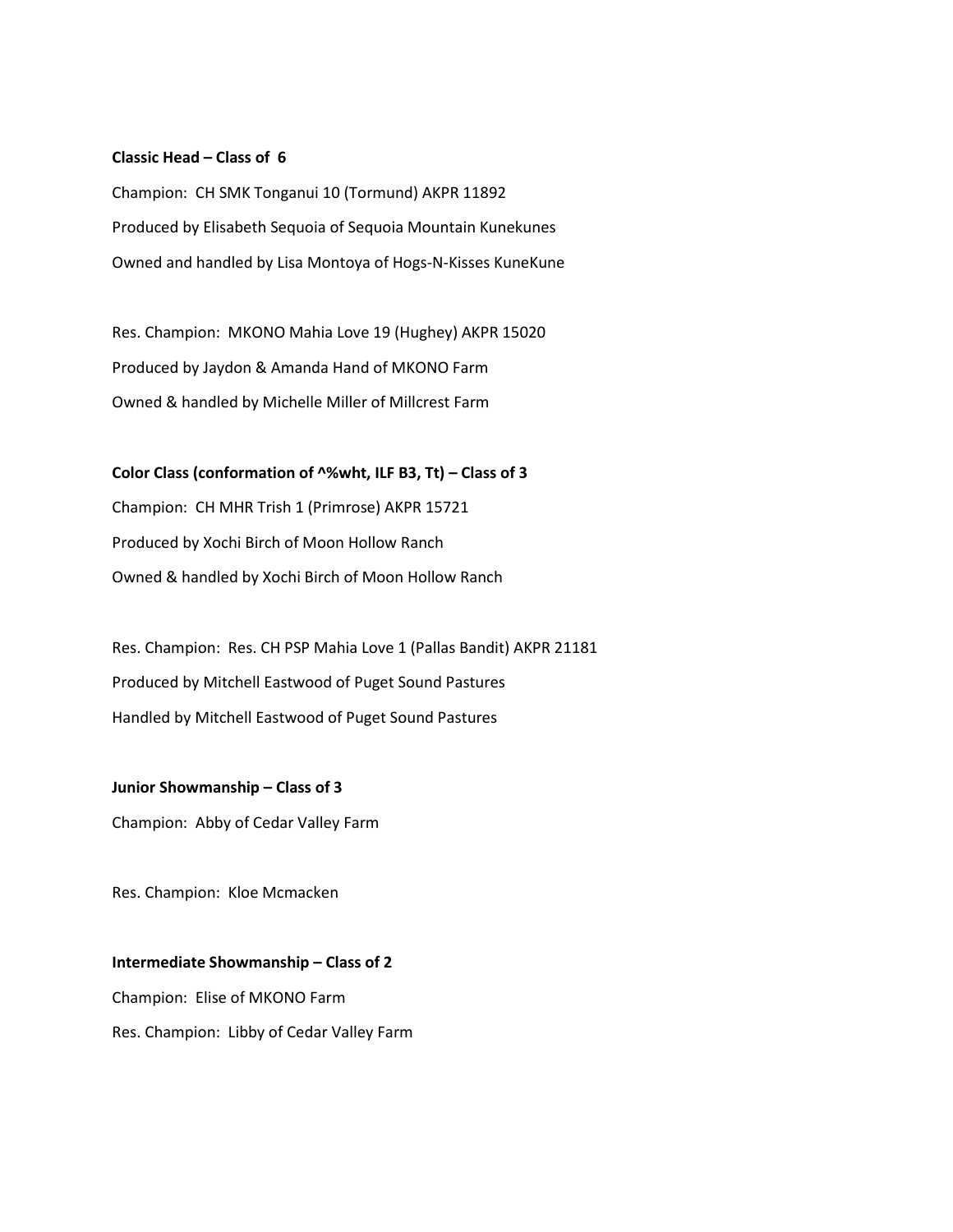**Classic Head – Class of 6**

Champion: CH SMK Tonganui 10 (Tormund) AKPR 11892

Produced by Elisabeth Sequoia of Sequoia Mountain Kunekunes

Owned and handled by Lisa Montoya of Hogs-N-Kisses KuneKune

Res. Champion: MKONO Mahia Love 19 (Hughey) AKPR 15020

Produced by Jaydon & Amanda Hand of MKONO Farm

Owned & handled by Michelle Miller of Millcrest Farm

**Color Class (conformation of ^%wht, ILF B3, Tt) – Class of 3**

Champion: CH MHR Trish 1 (Primrose) AKPR 15721

Produced by Xochi Birch of Moon Hollow Ranch

Owned & handled by Xochi Birch of Moon Hollow Ranch

Res. Champion: Res. CH PSP Mahia Love 1 (Pallas Bandit) AKPR 21181

Produced by Mitchell Eastwood of Puget Sound Pastures

Handled by Mitchell Eastwood of Puget Sound Pastures

**Junior Showmanship – Class of 3**

Champion: Abby of Cedar Valley Farm

Res. Champion: Kloe Mcmacken

**Intermediate Showmanship – Class of 2**

Champion: Elise of MKONO Farm

Res. Champion: Libby of Cedar Valley Farm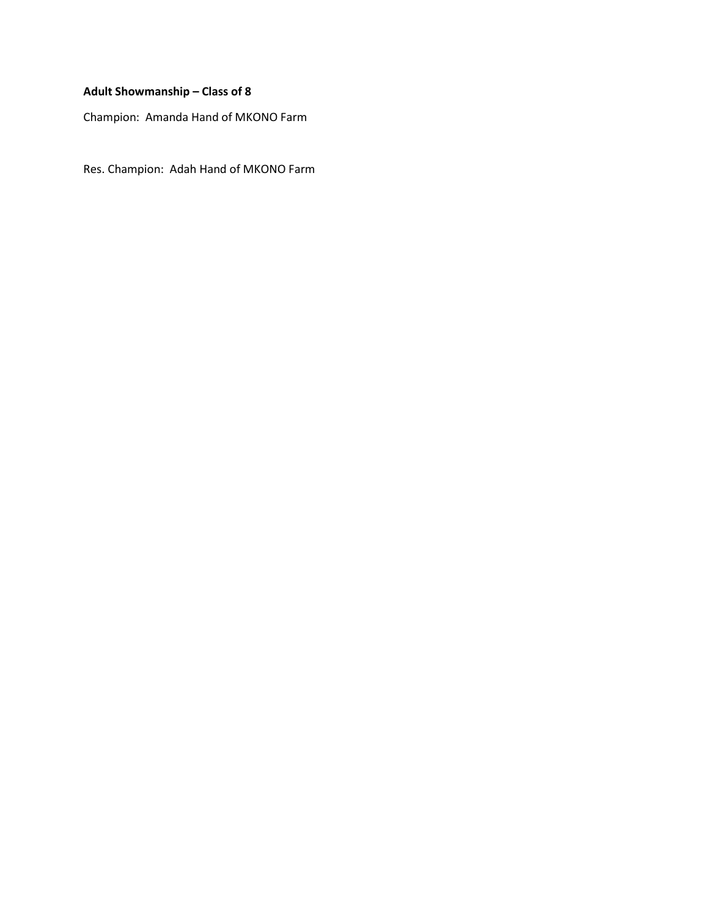**Adult Showmanship – Class of 8**

Champion: Amanda Hand of MKONO Farm

Res. Champion: Adah Hand of MKONO Farm